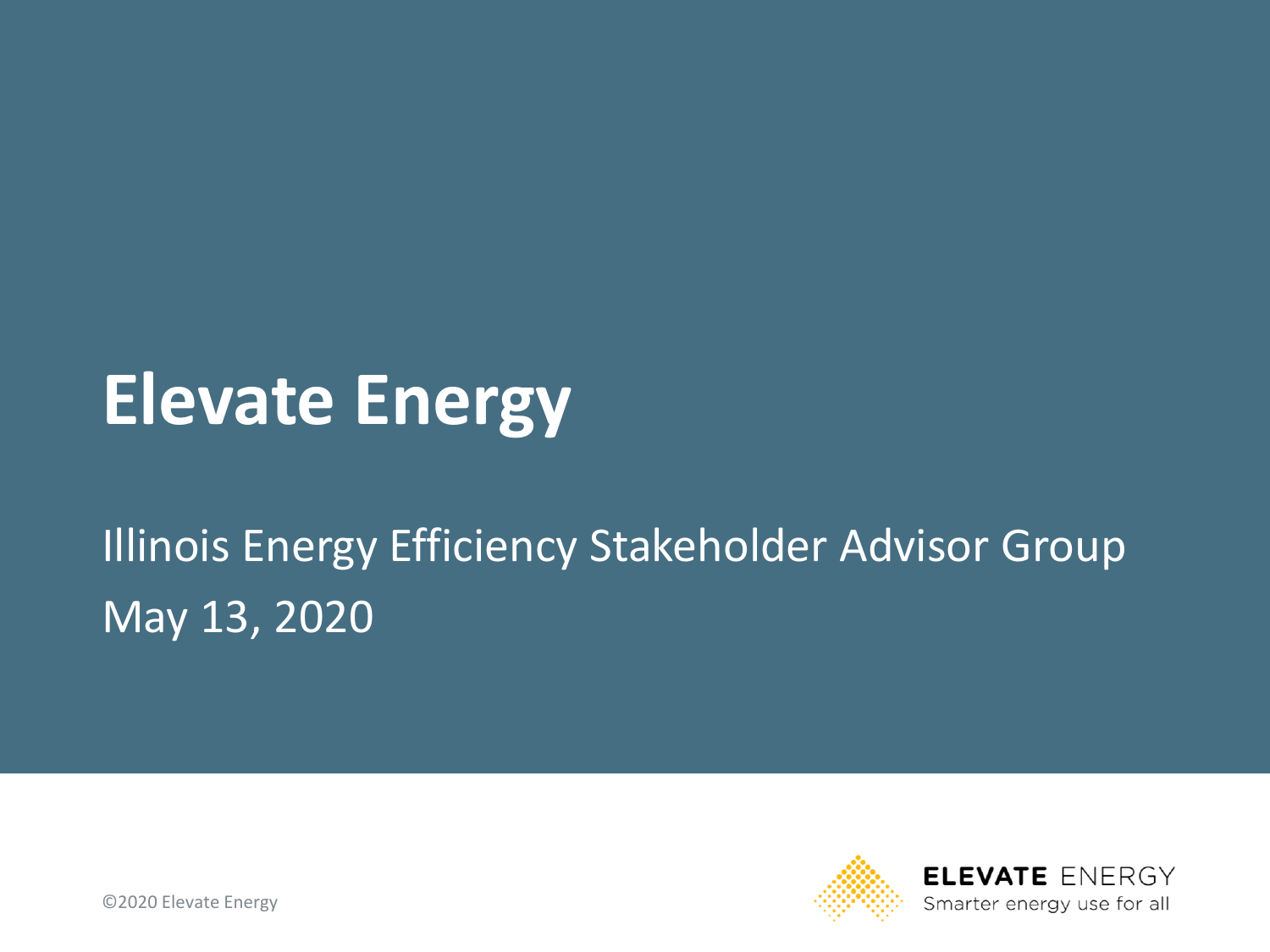# Elevate Energy

Illinois Energy Efficiency Stakeholder Advisor Group

May 13, 2020

©2020 Elevate Energy

ELEVATE ENERGY
Smarter energy use for all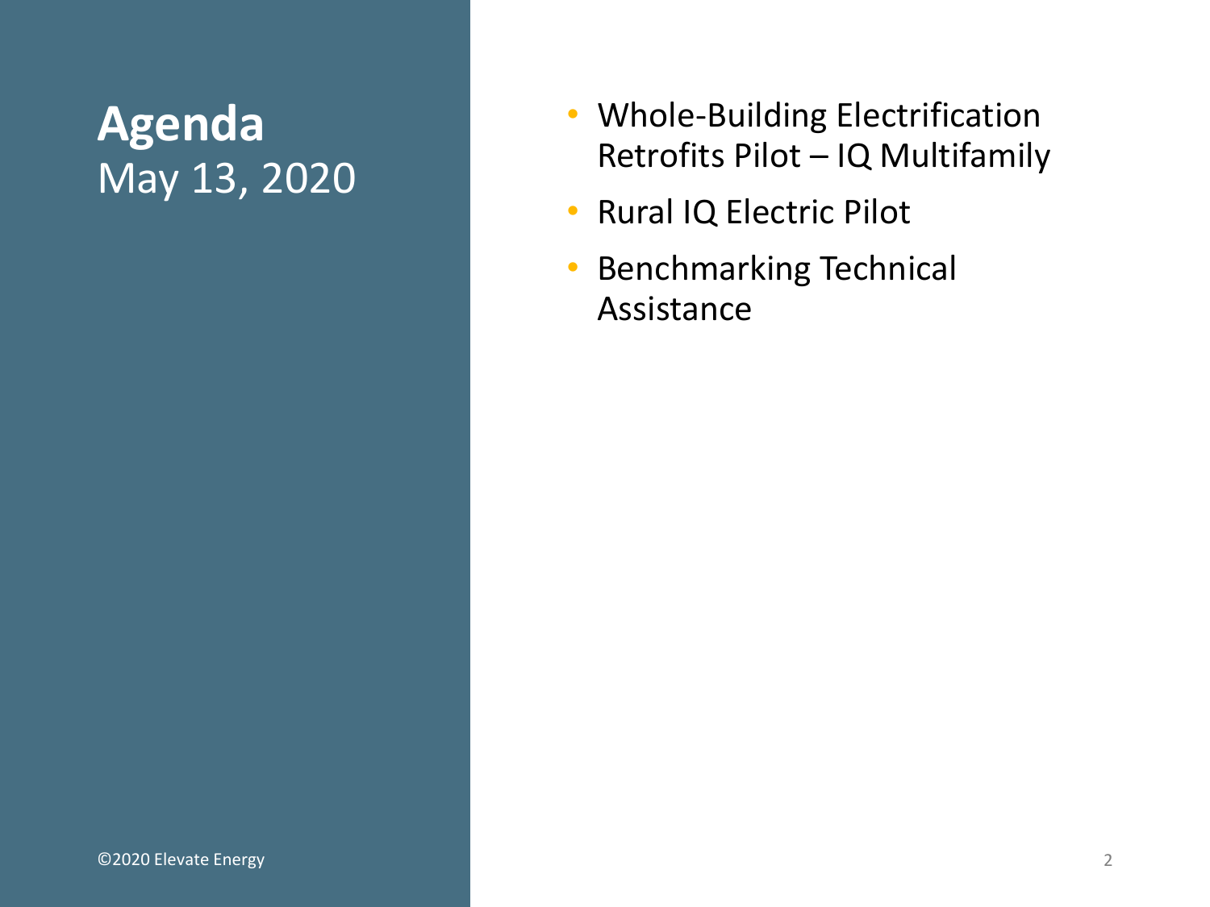# Agenda

May 13, 2020

- Whole-Building Electrification Retrofits Pilot – IQ Multifamily
- Rural IQ Electric Pilot
- Benchmarking Technical Assistance

©2020 Elevate Energy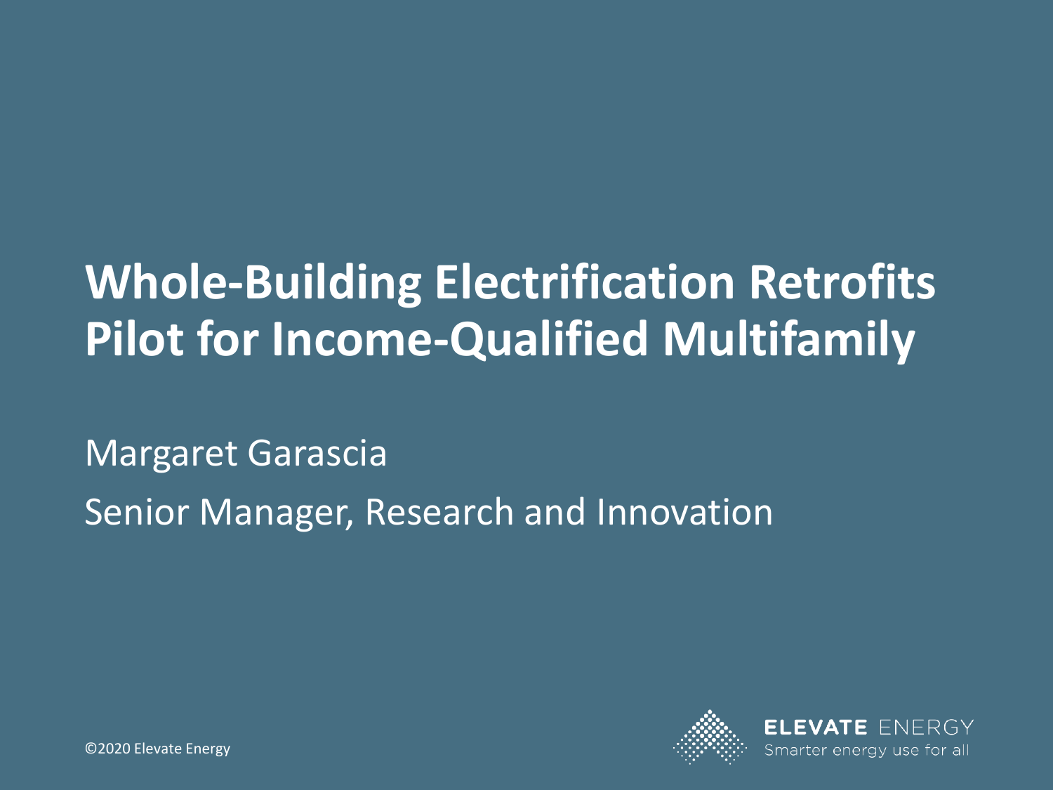# Whole-Building Electrification Retrofits Pilot for Income-Qualified Multifamily

Margaret Garascia

Senior Manager, Research and Innovation

©2020 Elevate Energy

ELEVATE ENERGY
Smarter energy use for all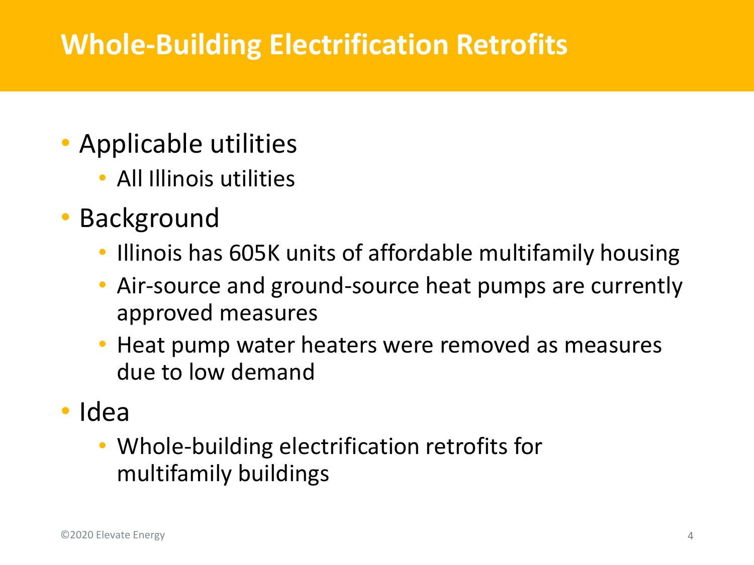# Whole-Building Electrification Retrofits

- Applicable utilities
  - All Illinois utilities
- Background
  - Illinois has 605K units of affordable multifamily housing
  - Air-source and ground-source heat pumps are currently approved measures
  - Heat pump water heaters were removed as measures due to low demand
- Idea
  - Whole-building electrification retrofits for multifamily buildings

©2020 Elevate Energy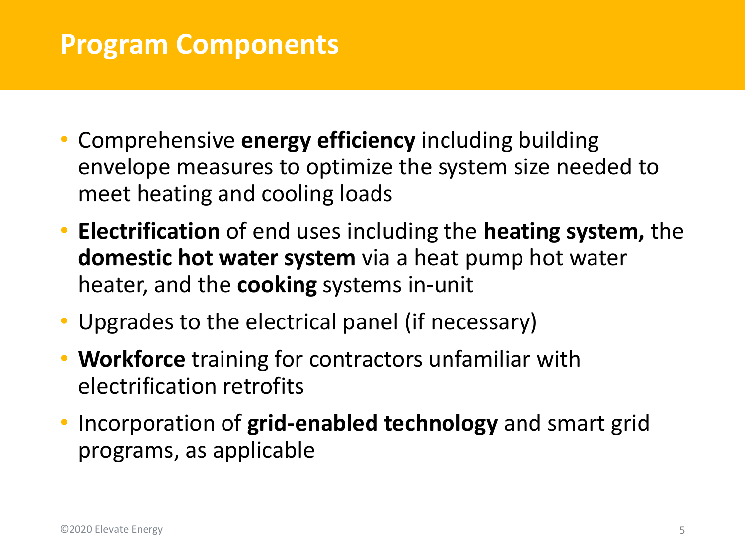# Program Components

- Comprehensive **energy efficiency** including building envelope measures to optimize the system size needed to meet heating and cooling loads
- **Electrification** of end uses including the **heating system,** the **domestic hot water system** via a heat pump hot water heater, and the **cooking** systems in-unit
- Upgrades to the electrical panel (if necessary)
- **Workforce** training for contractors unfamiliar with electrification retrofits
- Incorporation of **grid-enabled technology** and smart grid programs, as applicable

©2020 Elevate Energy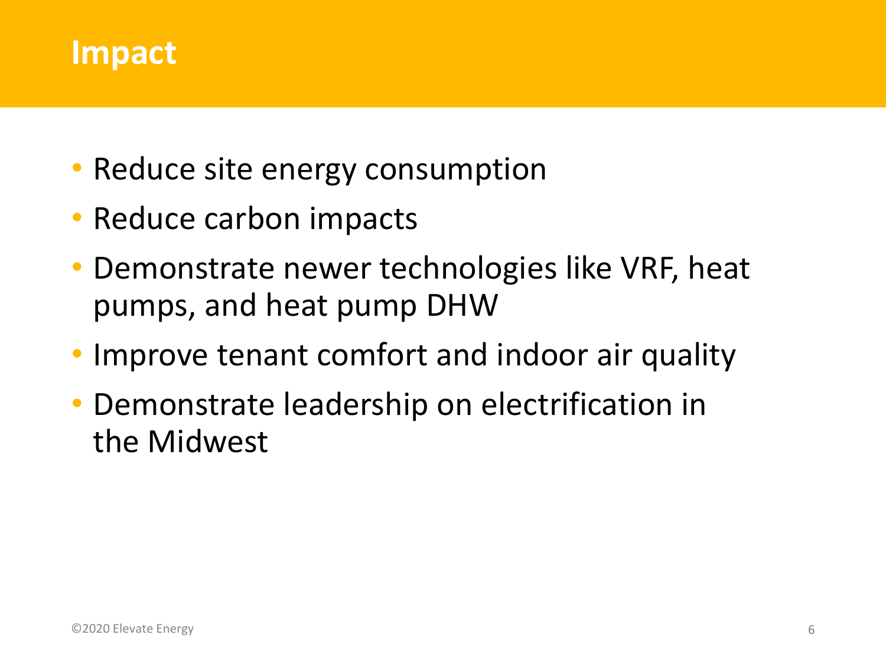# Impact

- Reduce site energy consumption
- Reduce carbon impacts
- Demonstrate newer technologies like VRF, heat pumps, and heat pump DHW
- Improve tenant comfort and indoor air quality
- Demonstrate leadership on electrification in the Midwest

©2020 Elevate Energy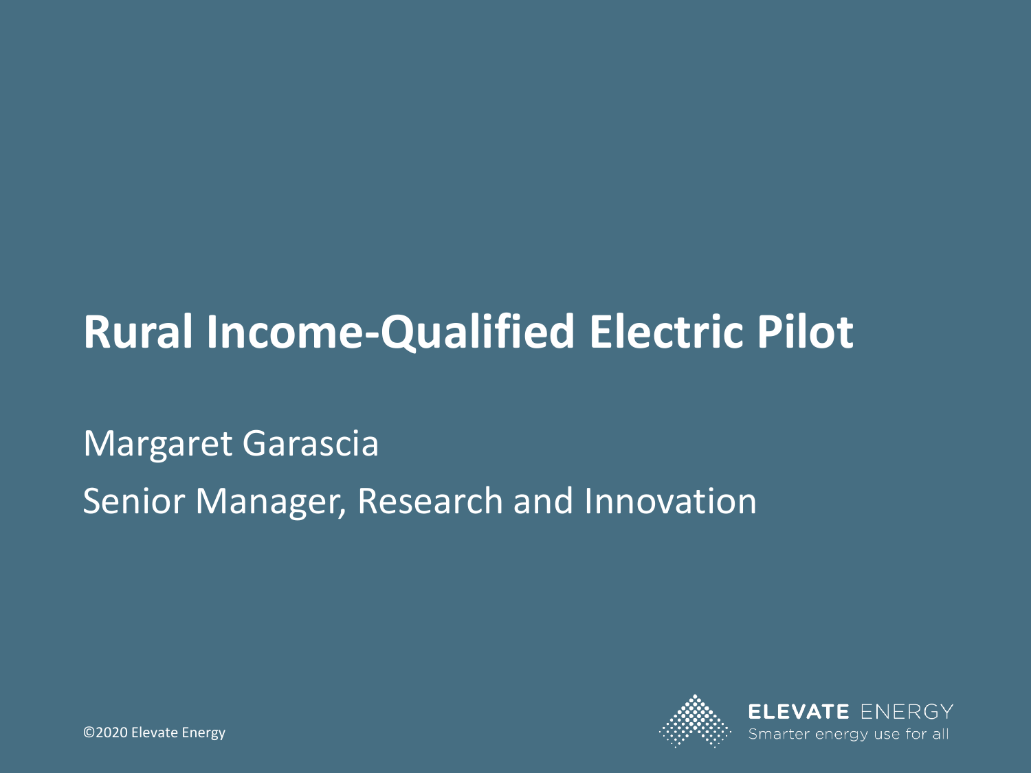# Rural Income-Qualified Electric Pilot

Margaret Garascia

Senior Manager, Research and Innovation

©2020 Elevate Energy

ELEVATE ENERGY

Smarter energy use for all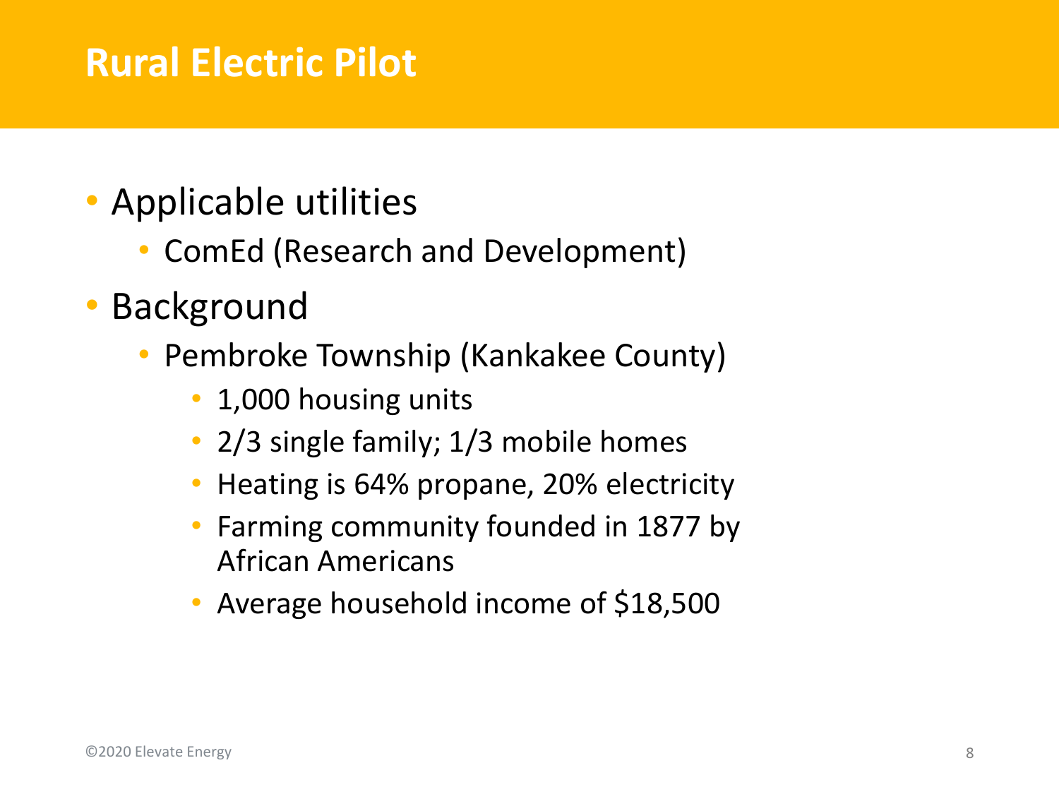# Rural Electric Pilot

- Applicable utilities
  - ComEd (Research and Development)
- Background
  - Pembroke Township (Kankakee County)
    - 1,000 housing units
    - 2/3 single family; 1/3 mobile homes
    - Heating is 64% propane, 20% electricity
    - Farming community founded in 1877 by African Americans
    - Average household income of $18,500

©2020 Elevate Energy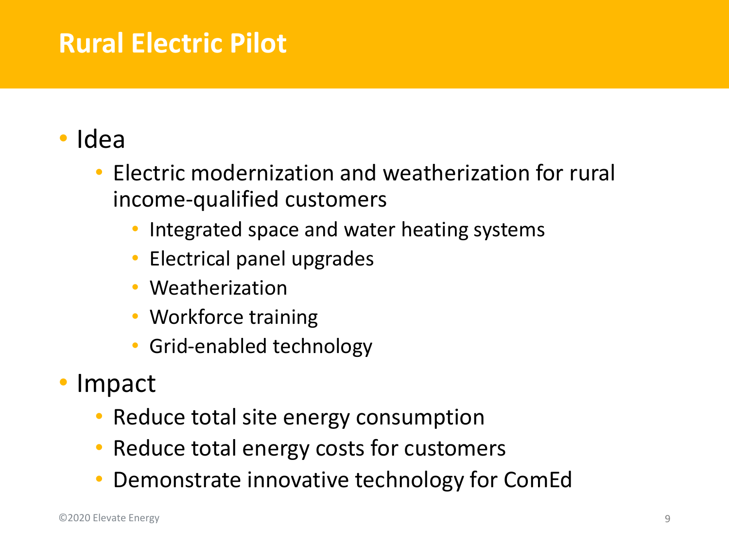# Rural Electric Pilot

- Idea
  - Electric modernization and weatherization for rural income-qualified customers
    - Integrated space and water heating systems
    - Electrical panel upgrades
    - Weatherization
    - Workforce training
    - Grid-enabled technology
- Impact
  - Reduce total site energy consumption
  - Reduce total energy costs for customers
  - Demonstrate innovative technology for ComEd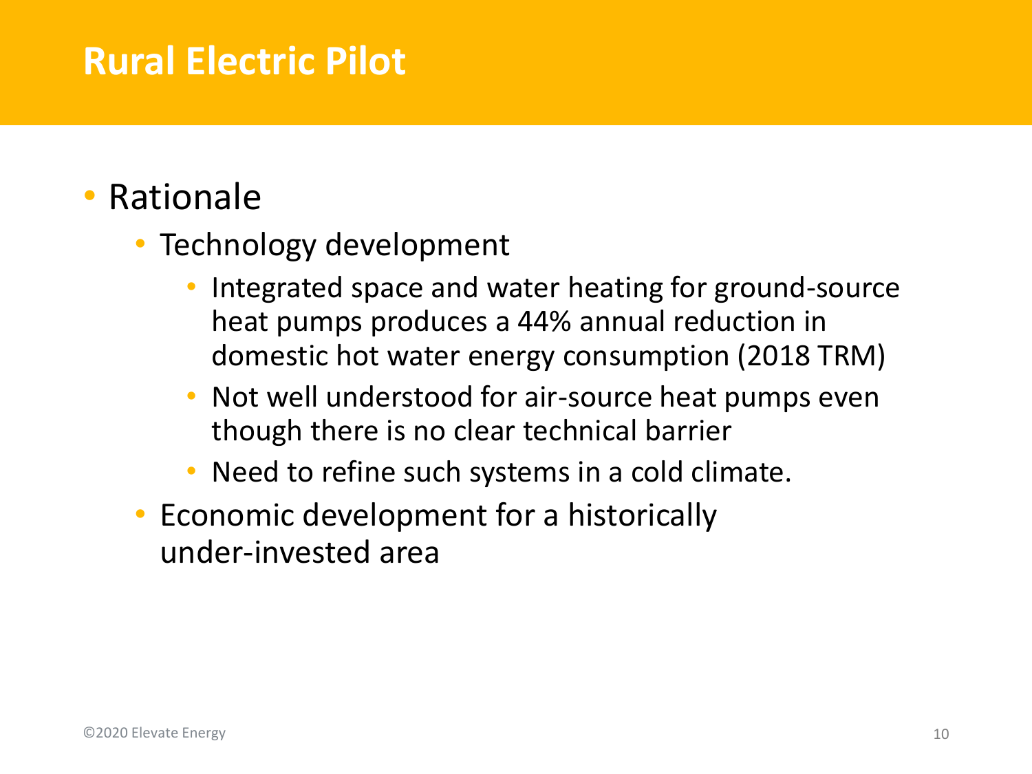# Rural Electric Pilot

- Rationale
  - Technology development
    - Integrated space and water heating for ground-source heat pumps produces a 44% annual reduction in domestic hot water energy consumption (2018 TRM)
    - Not well understood for air-source heat pumps even though there is no clear technical barrier
    - Need to refine such systems in a cold climate.
  - Economic development for a historically under-invested area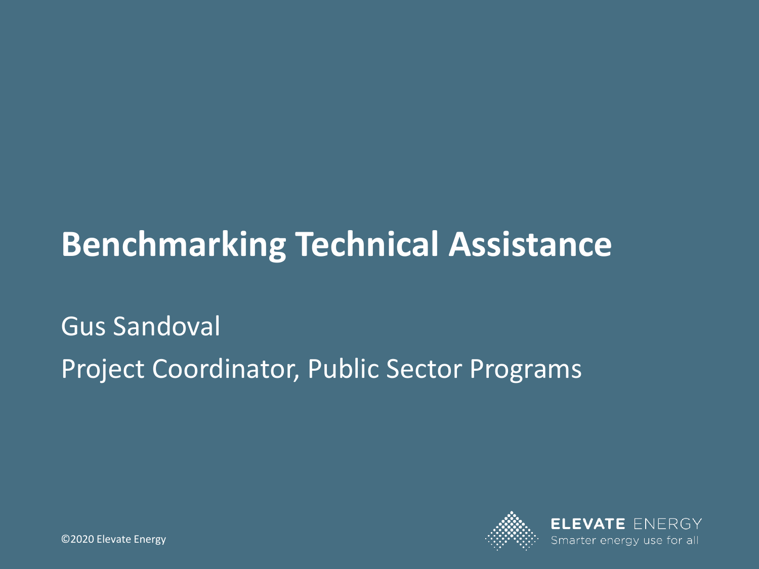# Benchmarking Technical Assistance

Gus Sandoval

Project Coordinator, Public Sector Programs

©2020 Elevate Energy

ELEVATE ENERGY
Smarter energy use for all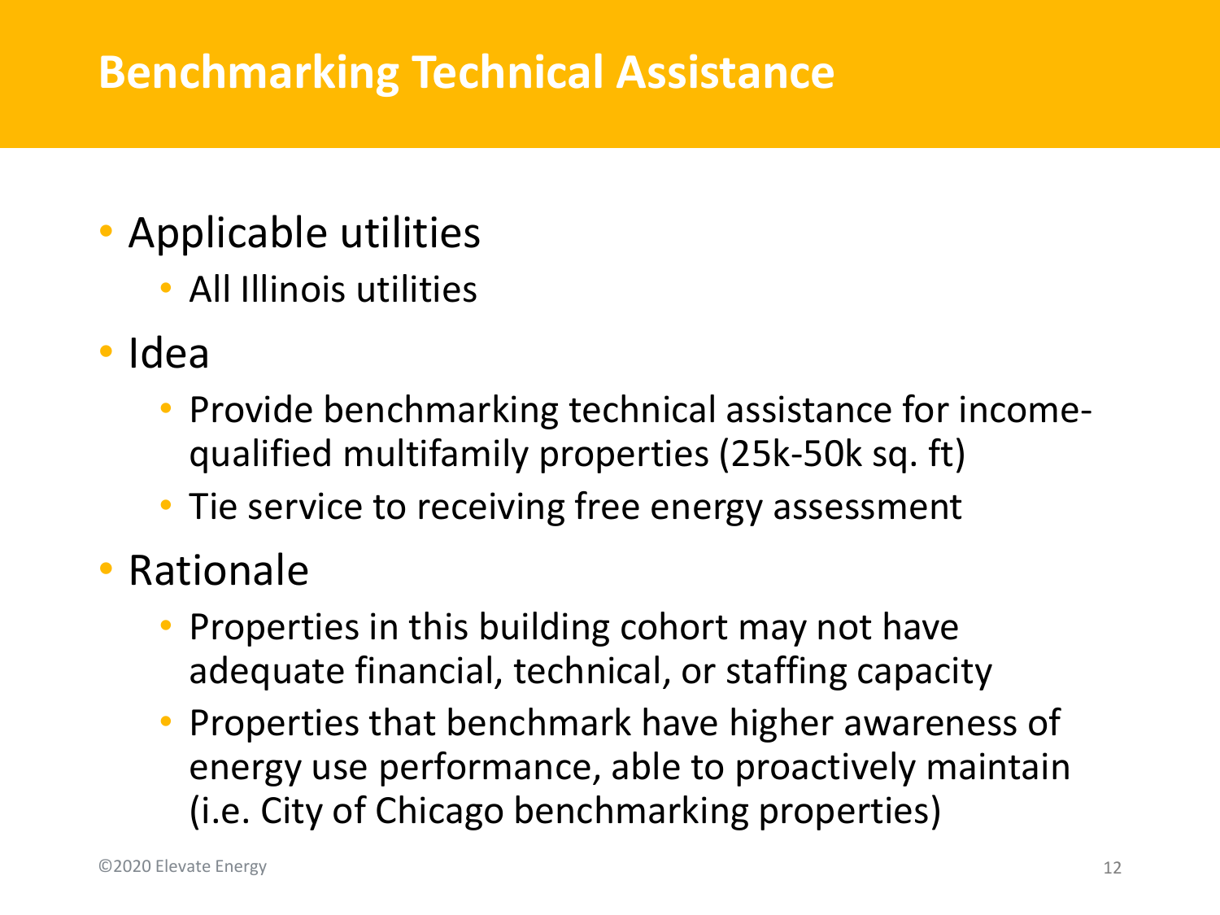# Benchmarking Technical Assistance

- Applicable utilities
  - All Illinois utilities
- Idea
  - Provide benchmarking technical assistance for income-qualified multifamily properties (25k-50k sq. ft)
  - Tie service to receiving free energy assessment
- Rationale
  - Properties in this building cohort may not have adequate financial, technical, or staffing capacity
  - Properties that benchmark have higher awareness of energy use performance, able to proactively maintain (i.e. City of Chicago benchmarking properties)

©2020 Elevate Energy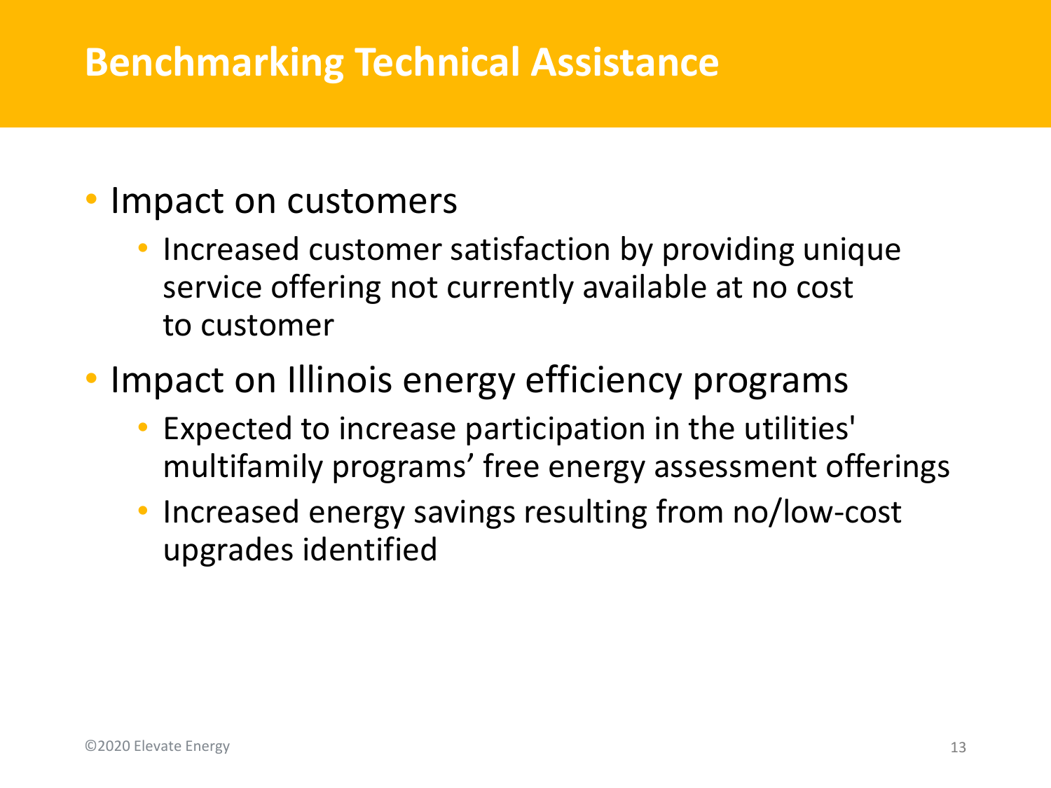# Benchmarking Technical Assistance

- Impact on customers
  - Increased customer satisfaction by providing unique service offering not currently available at no cost to customer
- Impact on Illinois energy efficiency programs
  - Expected to increase participation in the utilities' multifamily programs' free energy assessment offerings
  - Increased energy savings resulting from no/low-cost upgrades identified

©2020 Elevate Energy